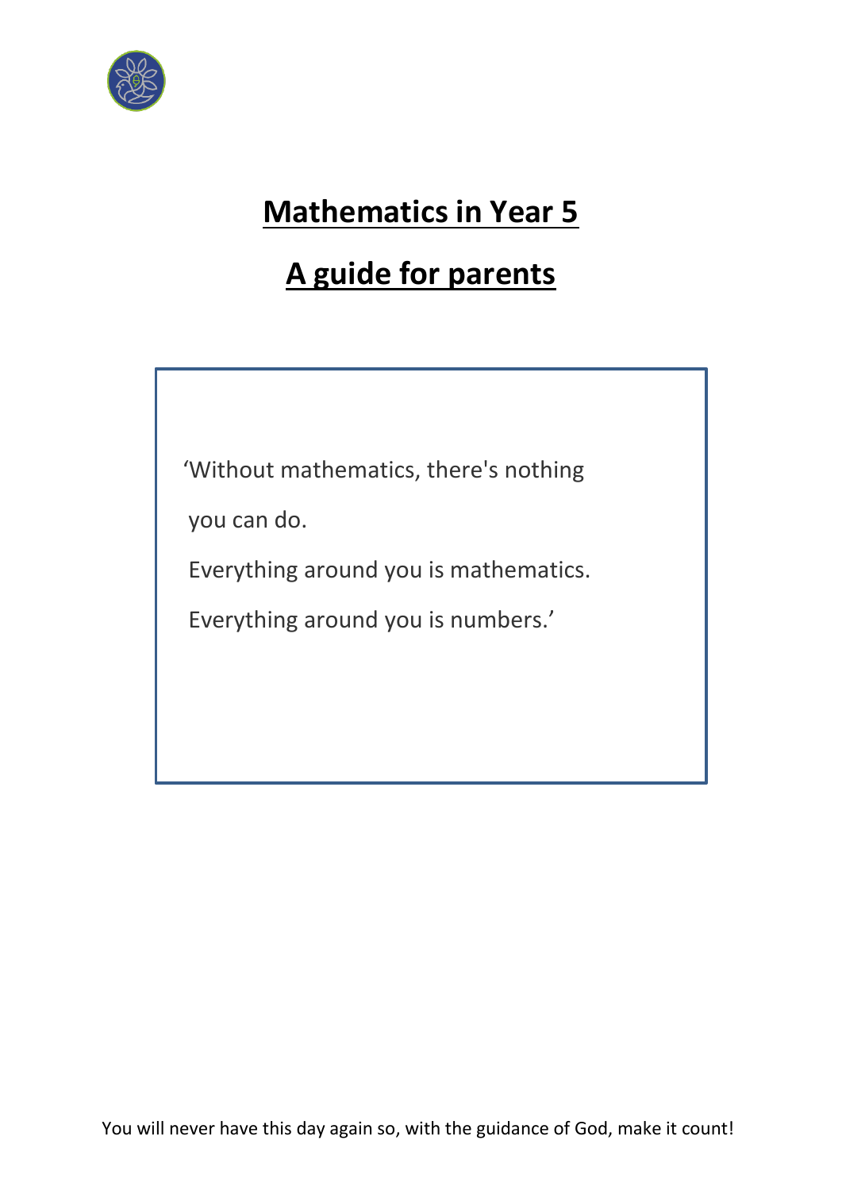# Mathematics in Year 5

# A guide for parents

> 'Without mathematics, there's nothing
>
> you can do.
>
> Everything around you is mathematics.
>
> Everything around you is numbers.'

You will never have this day again so, with the guidance of God, make it count!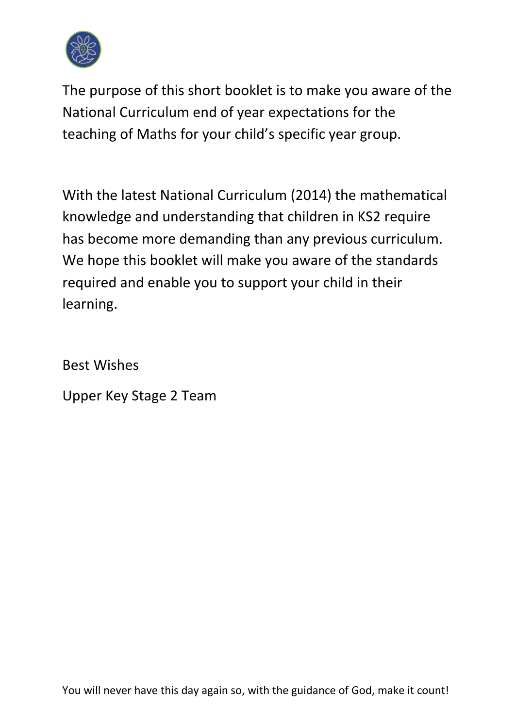The purpose of this short booklet is to make you aware of the National Curriculum end of year expectations for the teaching of Maths for your child's specific year group.

With the latest National Curriculum (2014) the mathematical knowledge and understanding that children in KS2 require has become more demanding than any previous curriculum. We hope this booklet will make you aware of the standards required and enable you to support your child in their learning.

Best Wishes

Upper Key Stage 2 Team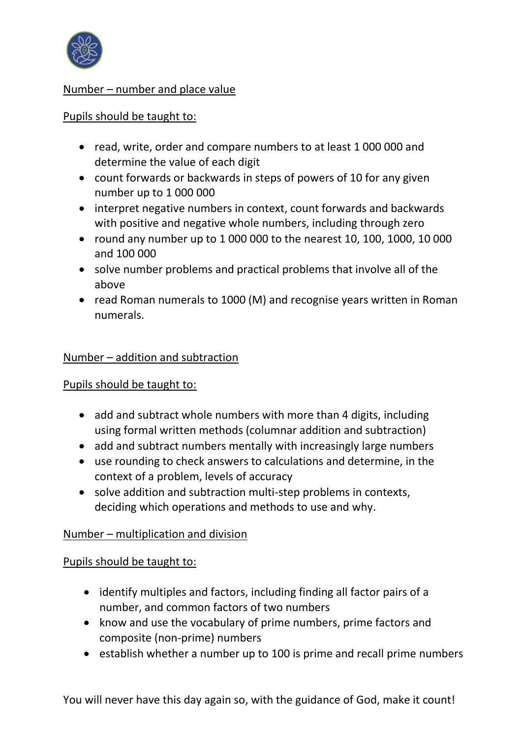Number – number and place value

Pupils should be taught to:

- read, write, order and compare numbers to at least 1 000 000 and determine the value of each digit
- count forwards or backwards in steps of powers of 10 for any given number up to 1 000 000
- interpret negative numbers in context, count forwards and backwards with positive and negative whole numbers, including through zero
- round any number up to 1 000 000 to the nearest 10, 100, 1000, 10 000 and 100 000
- solve number problems and practical problems that involve all of the above
- read Roman numerals to 1000 (M) and recognise years written in Roman numerals.

Number – addition and subtraction

Pupils should be taught to:

- add and subtract whole numbers with more than 4 digits, including using formal written methods (columnar addition and subtraction)
- add and subtract numbers mentally with increasingly large numbers
- use rounding to check answers to calculations and determine, in the context of a problem, levels of accuracy
- solve addition and subtraction multi-step problems in contexts, deciding which operations and methods to use and why.

Number – multiplication and division

Pupils should be taught to:

- identify multiples and factors, including finding all factor pairs of a number, and common factors of two numbers
- know and use the vocabulary of prime numbers, prime factors and composite (non-prime) numbers
- establish whether a number up to 100 is prime and recall prime numbers

You will never have this day again so, with the guidance of God, make it count!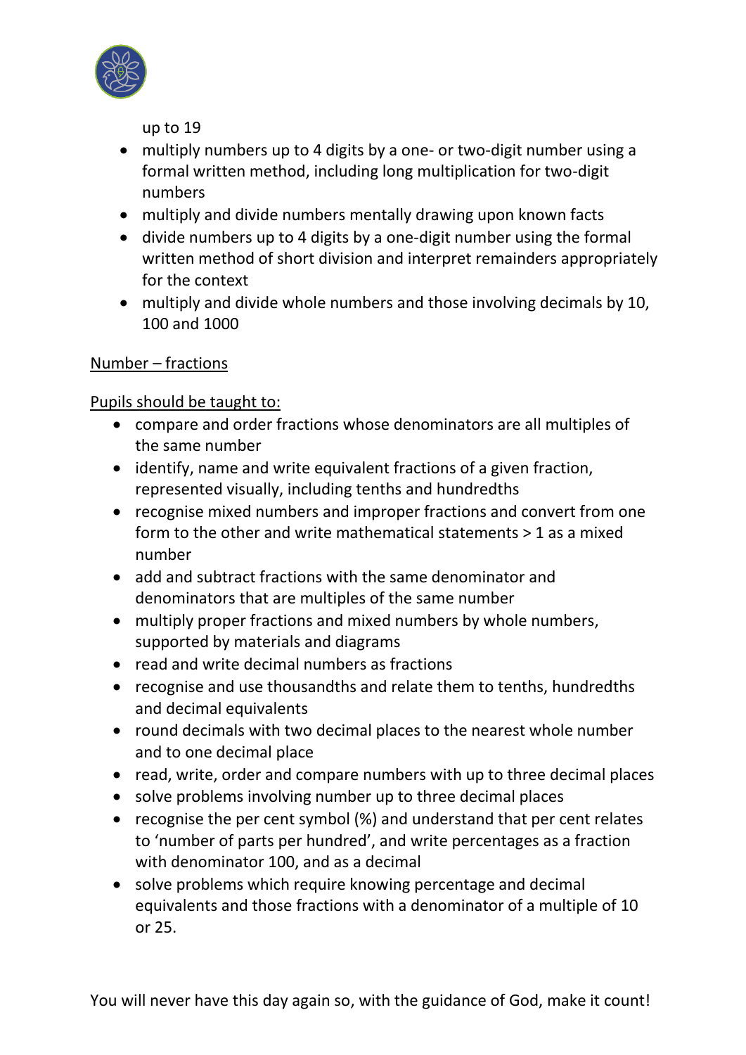up to 19

- multiply numbers up to 4 digits by a one- or two-digit number using a formal written method, including long multiplication for two-digit numbers
- multiply and divide numbers mentally drawing upon known facts
- divide numbers up to 4 digits by a one-digit number using the formal written method of short division and interpret remainders appropriately for the context
- multiply and divide whole numbers and those involving decimals by 10, 100 and 1000

Number – fractions

Pupils should be taught to:

- compare and order fractions whose denominators are all multiples of the same number
- identify, name and write equivalent fractions of a given fraction, represented visually, including tenths and hundredths
- recognise mixed numbers and improper fractions and convert from one form to the other and write mathematical statements > 1 as a mixed number
- add and subtract fractions with the same denominator and denominators that are multiples of the same number
- multiply proper fractions and mixed numbers by whole numbers, supported by materials and diagrams
- read and write decimal numbers as fractions
- recognise and use thousandths and relate them to tenths, hundredths and decimal equivalents
- round decimals with two decimal places to the nearest whole number and to one decimal place
- read, write, order and compare numbers with up to three decimal places
- solve problems involving number up to three decimal places
- recognise the per cent symbol (%) and understand that per cent relates to 'number of parts per hundred', and write percentages as a fraction with denominator 100, and as a decimal
- solve problems which require knowing percentage and decimal equivalents and those fractions with a denominator of a multiple of 10 or 25.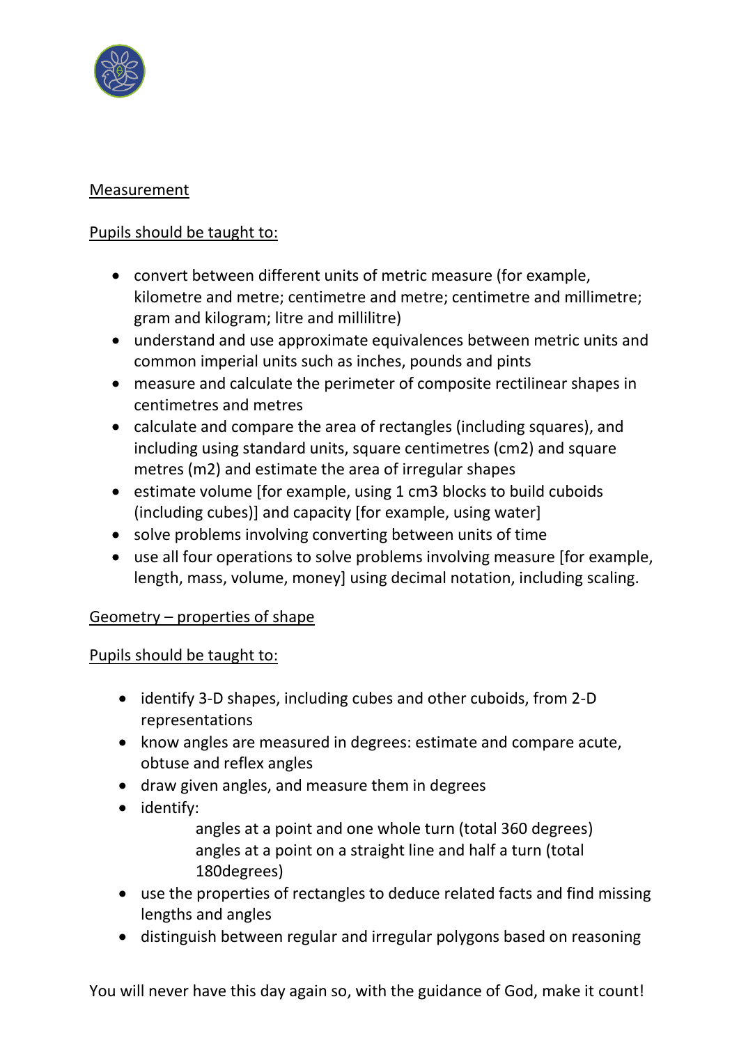Measurement

Pupils should be taught to:

- convert between different units of metric measure (for example, kilometre and metre; centimetre and metre; centimetre and millimetre; gram and kilogram; litre and millilitre)
- understand and use approximate equivalences between metric units and common imperial units such as inches, pounds and pints
- measure and calculate the perimeter of composite rectilinear shapes in centimetres and metres
- calculate and compare the area of rectangles (including squares), and including using standard units, square centimetres (cm2) and square metres (m2) and estimate the area of irregular shapes
- estimate volume [for example, using 1 cm3 blocks to build cuboids (including cubes)] and capacity [for example, using water]
- solve problems involving converting between units of time
- use all four operations to solve problems involving measure [for example, length, mass, volume, money] using decimal notation, including scaling.

Geometry – properties of shape

Pupils should be taught to:

- identify 3-D shapes, including cubes and other cuboids, from 2-D representations
- know angles are measured in degrees: estimate and compare acute, obtuse and reflex angles
- draw given angles, and measure them in degrees
- identify:
  - angles at a point and one whole turn (total 360 degrees)
  - angles at a point on a straight line and half a turn (total 180degrees)
- use the properties of rectangles to deduce related facts and find missing lengths and angles
- distinguish between regular and irregular polygons based on reasoning

You will never have this day again so, with the guidance of God, make it count!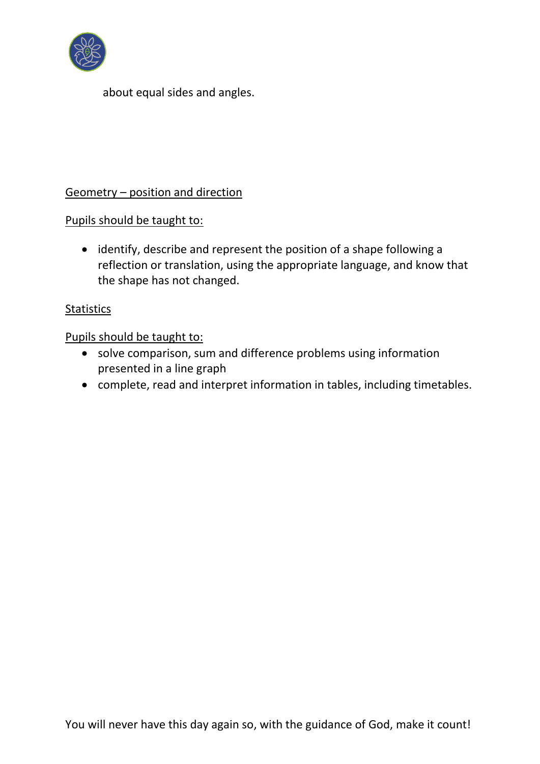about equal sides and angles.

Geometry – position and direction

Pupils should be taught to:

- identify, describe and represent the position of a shape following a reflection or translation, using the appropriate language, and know that the shape has not changed.

Statistics

Pupils should be taught to:

- solve comparison, sum and difference problems using information presented in a line graph
- complete, read and interpret information in tables, including timetables.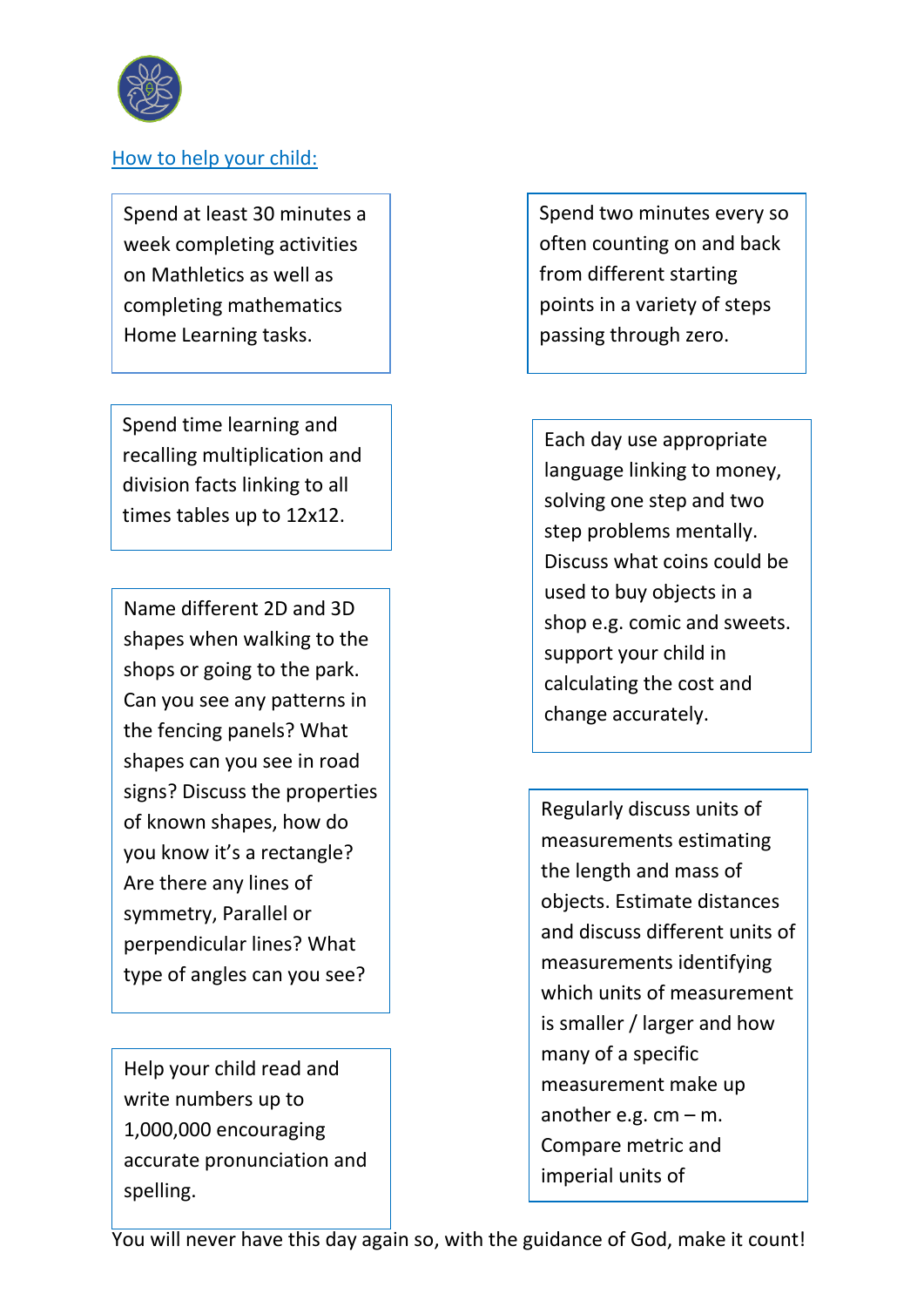How to help your child:

Spend at least 30 minutes a week completing activities on Mathletics as well as completing mathematics Home Learning tasks.

Spend two minutes every so often counting on and back from different starting points in a variety of steps passing through zero.

Spend time learning and recalling multiplication and division facts linking to all times tables up to 12x12.

Each day use appropriate language linking to money, solving one step and two step problems mentally. Discuss what coins could be used to buy objects in a shop e.g. comic and sweets. support your child in calculating the cost and change accurately.

Name different 2D and 3D shapes when walking to the shops or going to the park. Can you see any patterns in the fencing panels? What shapes can you see in road signs? Discuss the properties of known shapes, how do you know it's a rectangle? Are there any lines of symmetry, Parallel or perpendicular lines? What type of angles can you see?

Regularly discuss units of measurements estimating the length and mass of objects. Estimate distances and discuss different units of measurements identifying which units of measurement is smaller / larger and how many of a specific measurement make up another e.g. cm – m. Compare metric and imperial units of

Help your child read and write numbers up to 1,000,000 encouraging accurate pronunciation and spelling.

You will never have this day again so, with the guidance of God, make it count!